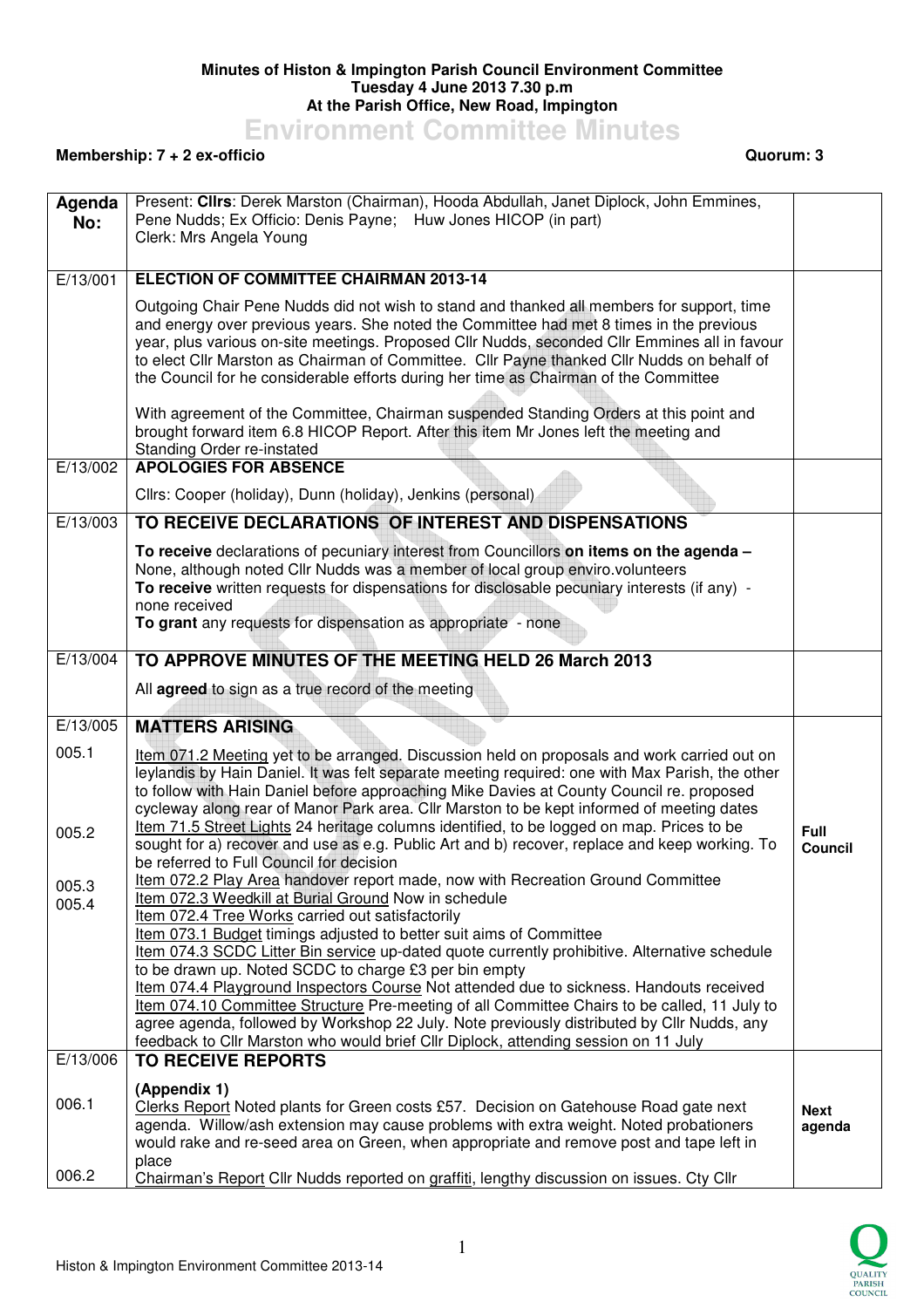**Minutes of Histon & Impington Parish Council Environment Committee**
**Tuesday 4 June 2013 7.30 p.m**
**At the Parish Office, New Road, Impington**

# Environment Committee Minutes

**Membership: 7 + 2 ex-officio** **Quorum: 3**

| **Agenda No:** | Present: **Cllrs**: Derek Marston (Chairman), Hooda Abdullah, Janet Diplock, John Emmines, Pene Nudds; Ex Officio: Denis Payne; Huw Jones HICOP (in part)<br>Clerk: Mrs Angela Young | |
|---|---|---|
| E/13/001 | **ELECTION OF COMMITTEE CHAIRMAN 2013-14** | |
| | Outgoing Chair Pene Nudds did not wish to stand and thanked all members for support, time and energy over previous years. She noted the Committee had met 8 times in the previous year, plus various on-site meetings. Proposed Cllr Nudds, seconded Cllr Emmines all in favour to elect Cllr Marston as Chairman of Committee. Cllr Payne thanked Cllr Nudds on behalf of the Council for he considerable efforts during her time as Chairman of the Committee<br><br>With agreement of the Committee, Chairman suspended Standing Orders at this point and brought forward item 6.8 HICOP Report. After this item Mr Jones left the meeting and Standing Order re-instated | |
| E/13/002 | **APOLOGIES FOR ABSENCE** | |
| | Cllrs: Cooper (holiday), Dunn (holiday), Jenkins (personal) | |
| E/13/003 | **TO RECEIVE DECLARATIONS OF INTEREST AND DISPENSATIONS** | |
| | **To receive** declarations of pecuniary interest from Councillors **on items on the agenda –** None, although noted Cllr Nudds was a member of local group enviro.volunteers<br>**To receive** written requests for dispensations for disclosable pecuniary interests (if any) - none received<br>**To grant** any requests for dispensation as appropriate - none | |
| E/13/004 | **TO APPROVE MINUTES OF THE MEETING HELD 26 March 2013** | |
| | All **agreed** to sign as a true record of the meeting | |
| E/13/005 | **MATTERS ARISING** | |
| 005.1 | Item 071.2 Meeting yet to be arranged. Discussion held on proposals and work carried out on leylandis by Hain Daniel. It was felt separate meeting required: one with Max Parish, the other to follow with Hain Daniel before approaching Mike Davies at County Council re. proposed cycleway along rear of Manor Park area. Cllr Marston to be kept informed of meeting dates | |
| 005.2 | Item 71.5 Street Lights 24 heritage columns identified, to be logged on map. Prices to be sought for a) recover and use as e.g. Public Art and b) recover, replace and keep working. To be referred to Full Council for decision | **Full Council** |
| 005.3 | Item 072.2 Play Area handover report made, now with Recreation Ground Committee | |
| 005.4 | Item 072.3 Weedkill at Burial Ground Now in schedule<br>Item 072.4 Tree Works carried out satisfactorily<br>Item 073.1 Budget timings adjusted to better suit aims of Committee<br>Item 074.3 SCDC Litter Bin service up-dated quote currently prohibitive. Alternative schedule to be drawn up. Noted SCDC to charge £3 per bin empty<br>Item 074.4 Playground Inspectors Course Not attended due to sickness. Handouts received<br>Item 074.10 Committee Structure Pre-meeting of all Committee Chairs to be called, 11 July to agree agenda, followed by Workshop 22 July. Note previously distributed by Cllr Nudds, any feedback to Cllr Marston who would brief Cllr Diplock, attending session on 11 July | |
| E/13/006 | **TO RECEIVE REPORTS** | |
| | **(Appendix 1)** | |
| 006.1 | Clerks Report Noted plants for Green costs £57. Decision on Gatehouse Road gate next agenda. Willow/ash extension may cause problems with extra weight. Noted probationers would rake and re-seed area on Green, when appropriate and remove post and tape left in place | **Next agenda** |
| 006.2 | Chairman's Report Cllr Nudds reported on graffiti, lengthy discussion on issues. Cty Cllr | |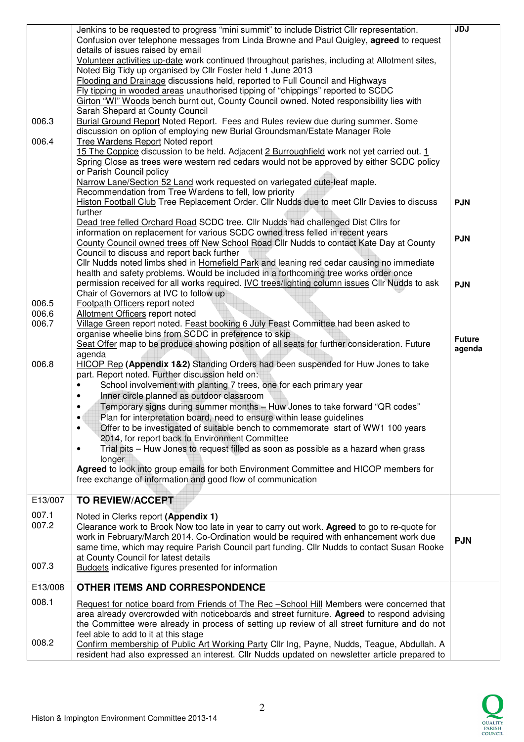| | | |
|---|---|---|
| | Jenkins to be requested to progress "mini summit" to include District Cllr representation. Confusion over telephone messages from Linda Browne and Paul Quigley, **agreed** to request details of issues raised by email<br>Volunteer activities up-date work continued throughout parishes, including at Allotment sites, Noted Big Tidy up organised by Cllr Foster held 1 June 2013<br>Flooding and Drainage discussions held, reported to Full Council and Highways<br>Fly tipping in wooded areas unauthorised tipping of "chippings" reported to SCDC<br>Girton "WI" Woods bench burnt out, County Council owned. Noted responsibility lies with Sarah Shepard at County Council | **JDJ** |
| 006.3 | Burial Ground Report Noted Report. Fees and Rules review due during summer. Some discussion on option of employing new Burial Groundsman/Estate Manager Role | |
| 006.4 | Tree Wardens Report Noted report<br>15 The Coppice discussion to be held. Adjacent 2 Burroughfield work not yet carried out. 1 Spring Close as trees were western red cedars would not be approved by either SCDC policy or Parish Council policy<br>Narrow Lane/Section 52 Land work requested on variegated cute-leaf maple. Recommendation from Tree Wardens to fell, low priority<br>Histon Football Club Tree Replacement Order. Cllr Nudds due to meet Cllr Davies to discuss further<br>Dead tree felled Orchard Road SCDC tree. Cllr Nudds had challenged Dist Cllrs for information on replacement for various SCDC owned tress felled in recent years<br>County Council owned trees off New School Road Cllr Nudds to contact Kate Day at County Council to discuss and report back further<br>Cllr Nudds noted limbs shed in Homefield Park and leaning red cedar causing no immediate health and safety problems. Would be included in a forthcoming tree works order once permission received for all works required. IVC trees/lighting column issues Cllr Nudds to ask Chair of Governors at IVC to follow up | **PJN**<br><br>**PJN**<br><br>**PJN** |
| 006.5 | Footpath Officers report noted | |
| 006.6 | Allotment Officers report noted | |
| 006.7 | Village Green report noted. Feast booking 6 July Feast Committee had been asked to organise wheelie bins from SCDC in preference to skip<br>Seat Offer map to be produce showing position of all seats for further consideration. Future agenda | **Future agenda** |
| 006.8 | HICOP Rep **(Appendix 1&2)** Standing Orders had been suspended for Huw Jones to take part. Report noted. Further discussion held on:<br>• School involvement with planting 7 trees, one for each primary year<br>• Inner circle planned as outdoor classroom<br>• Temporary signs during summer months – Huw Jones to take forward "QR codes"<br>• Plan for interpretation board, need to ensure within lease guidelines<br>• Offer to be investigated of suitable bench to commemorate start of WW1 100 years 2014, for report back to Environment Committee<br>• Trial pits – Huw Jones to request filled as soon as possible as a hazard when grass longer<br>**Agreed** to look into group emails for both Environment Committee and HICOP members for free exchange of information and good flow of communication | |
| E13/007 | **TO REVIEW/ACCEPT** | |
| 007.1 | Noted in Clerks report **(Appendix 1)** | |
| 007.2 | Clearance work to Brook Now too late in year to carry out work. **Agreed** to go to re-quote for work in February/March 2014. Co-Ordination would be required with enhancement work due same time, which may require Parish Council part funding. Cllr Nudds to contact Susan Rooke at County Council for latest details | **PJN** |
| 007.3 | Budgets indicative figures presented for information | |
| E13/008 | **OTHER ITEMS AND CORRESPONDENCE** | |
| 008.1 | Request for notice board from Friends of The Rec –School Hill Members were concerned that area already overcrowded with noticeboards and street furniture. **Agreed** to respond advising the Committee were already in process of setting up review of all street furniture and do not feel able to add to it at this stage | |
| 008.2 | Confirm membership of Public Art Working Party Cllr Ing, Payne, Nudds, Teague, Abdullah. A resident had also expressed an interest. Cllr Nudds updated on newsletter article prepared to | |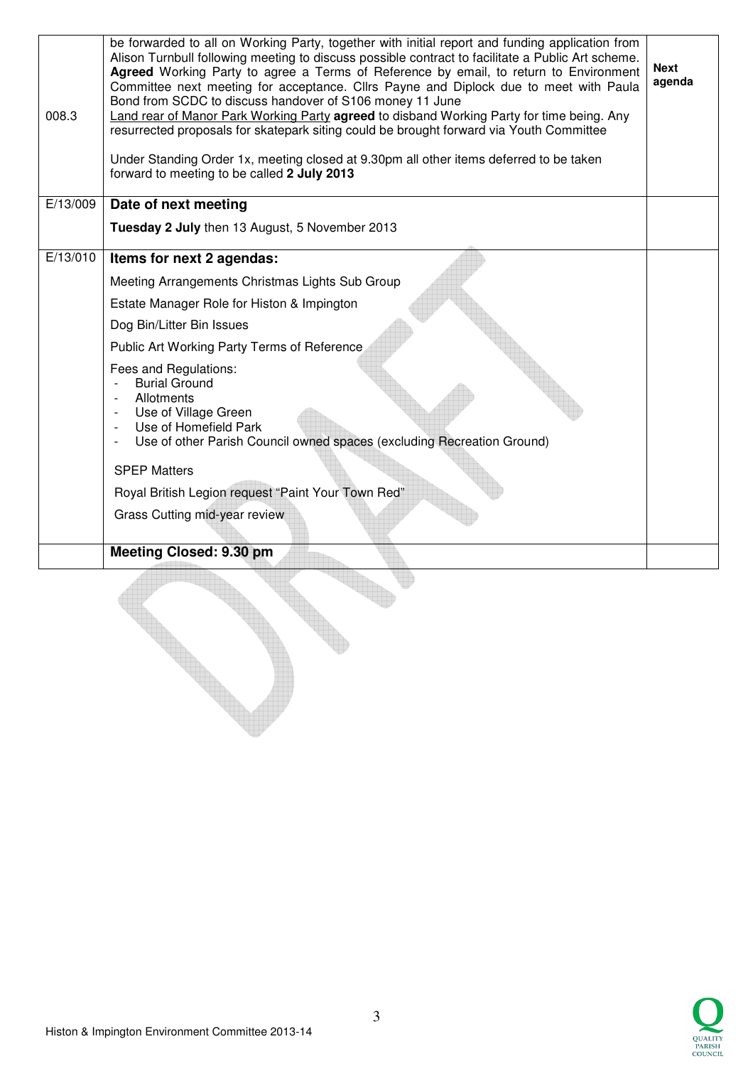| | | |
|---|---|---|
| 008.3 | be forwarded to all on Working Party, together with initial report and funding application from Alison Turnbull following meeting to discuss possible contract to facilitate a Public Art scheme. **Agreed** Working Party to agree a Terms of Reference by email, to return to Environment Committee next meeting for acceptance. Cllrs Payne and Diplock due to meet with Paula Bond from SCDC to discuss handover of S106 money 11 June<br>Land rear of Manor Park Working Party **agreed** to disband Working Party for time being. Any resurrected proposals for skatepark siting could be brought forward via Youth Committee<br><br>Under Standing Order 1x, meeting closed at 9.30pm all other items deferred to be taken forward to meeting to be called **2 July 2013** | **Next agenda** |
| E/13/009 | **Date of next meeting**<br><br>**Tuesday 2 July** then 13 August, 5 November 2013 | |
| E/13/010 | **Items for next 2 agendas:**<br><br>Meeting Arrangements Christmas Lights Sub Group<br><br>Estate Manager Role for Histon & Impington<br><br>Dog Bin/Litter Bin Issues<br><br>Public Art Working Party Terms of Reference<br><br>Fees and Regulations:<br>- Burial Ground<br>- Allotments<br>- Use of Village Green<br>- Use of Homefield Park<br>- Use of other Parish Council owned spaces (excluding Recreation Ground)<br><br>SPEP Matters<br><br>Royal British Legion request "Paint Your Town Red"<br><br>Grass Cutting mid-year review | |
| | **Meeting Closed: 9.30 pm** | |

DRAFT